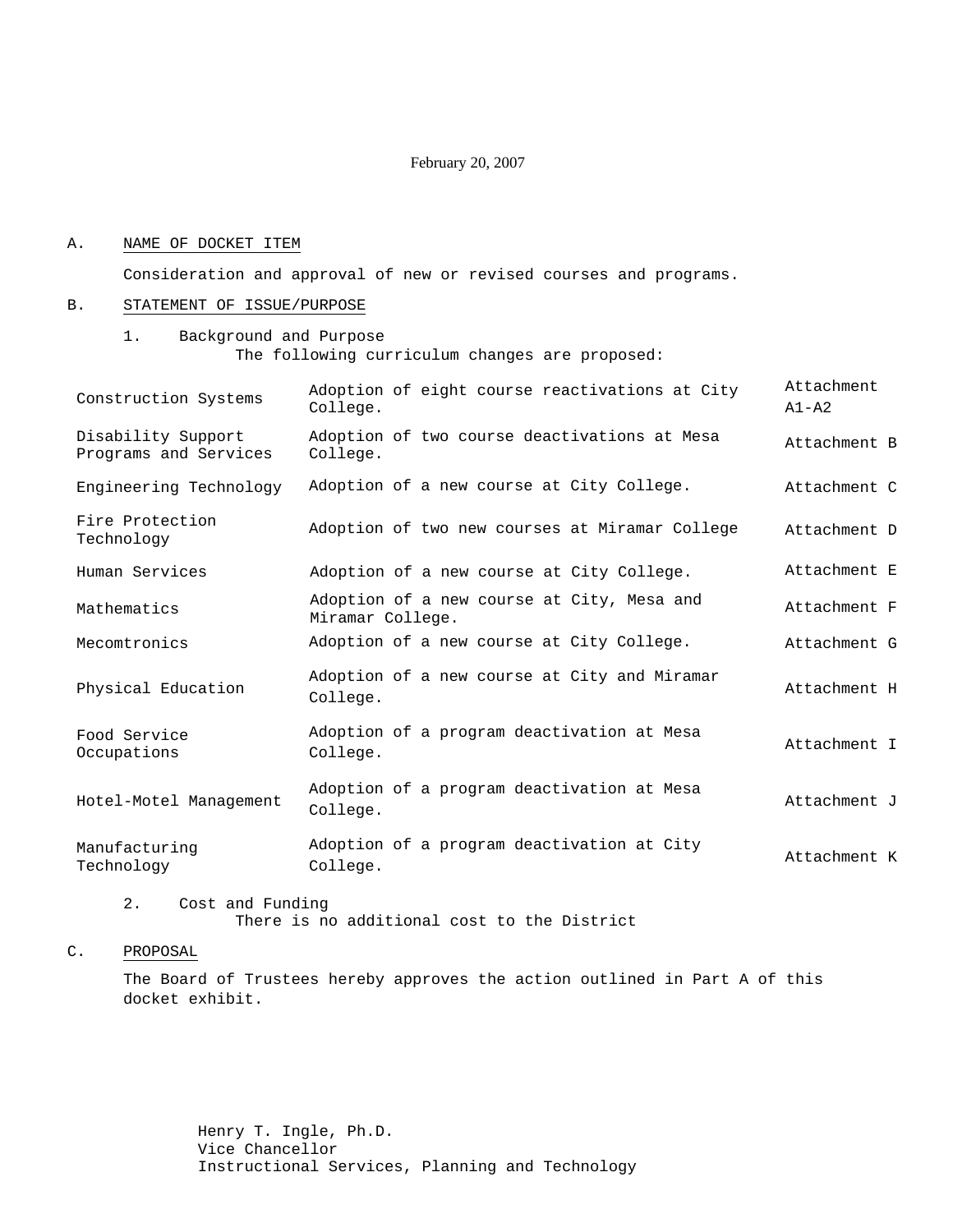February 20, 2007

A. NAME OF DOCKET ITEM

Consideration and approval of new or revised courses and programs.

B. STATEMENT OF ISSUE/PURPOSE

1. Background and Purpose

The following curriculum changes are proposed:

| | | |
|---|---|---|
| Construction Systems | Adoption of eight course reactivations at City College. | Attachment A1-A2 |
| Disability Support Programs and Services | Adoption of two course deactivations at Mesa College. | Attachment B |
| Engineering Technology | Adoption of a new course at City College. | Attachment C |
| Fire Protection Technology | Adoption of two new courses at Miramar College | Attachment D |
| Human Services | Adoption of a new course at City College. | Attachment E |
| Mathematics | Adoption of a new course at City, Mesa and Miramar College. | Attachment F |
| Mecomtronics | Adoption of a new course at City College. | Attachment G |
| Physical Education | Adoption of a new course at City and Miramar College. | Attachment H |
| Food Service Occupations | Adoption of a program deactivation at Mesa College. | Attachment I |
| Hotel-Motel Management | Adoption of a program deactivation at Mesa College. | Attachment J |
| Manufacturing Technology | Adoption of a program deactivation at City College. | Attachment K |

2. Cost and Funding

There is no additional cost to the District

C. PROPOSAL

The Board of Trustees hereby approves the action outlined in Part A of this docket exhibit.

Henry T. Ingle, Ph.D.
Vice Chancellor
Instructional Services, Planning and Technology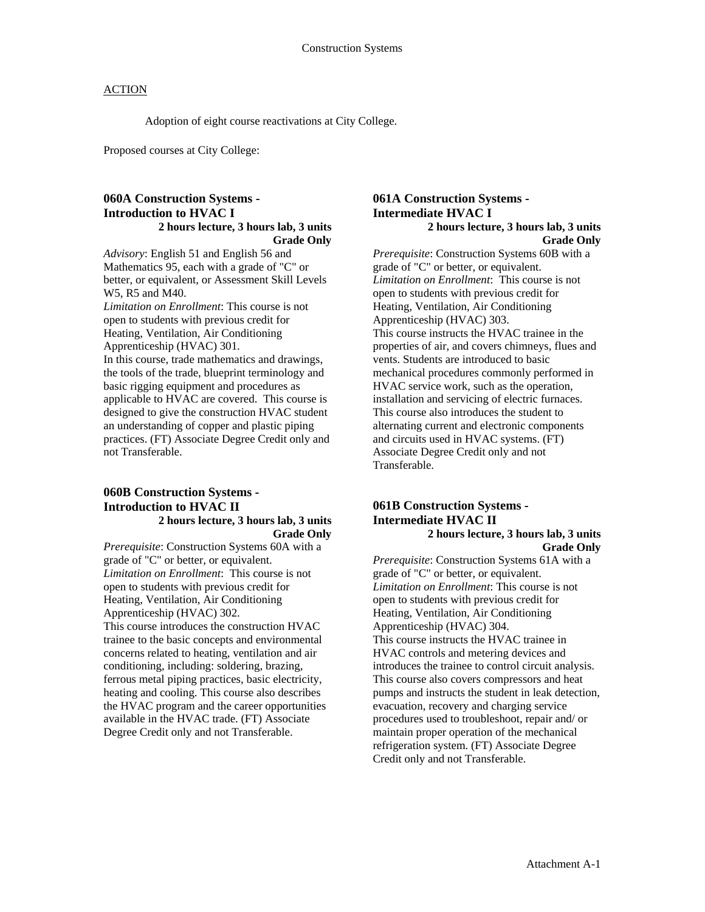Construction Systems

ACTION

Adoption of eight course reactivations at City College.

Proposed courses at City College:

### 060A Construction Systems - Introduction to HVAC I

**2 hours lecture, 3 hours lab, 3 units**
**Grade Only**

*Advisory*: English 51 and English 56 and Mathematics 95, each with a grade of "C" or better, or equivalent, or Assessment Skill Levels W5, R5 and M40.
*Limitation on Enrollment*: This course is not open to students with previous credit for Heating, Ventilation, Air Conditioning Apprenticeship (HVAC) 301.
In this course, trade mathematics and drawings, the tools of the trade, blueprint terminology and basic rigging equipment and procedures as applicable to HVAC are covered. This course is designed to give the construction HVAC student an understanding of copper and plastic piping practices. (FT) Associate Degree Credit only and not Transferable.

### 060B Construction Systems - Introduction to HVAC II

**2 hours lecture, 3 hours lab, 3 units**
**Grade Only**

*Prerequisite*: Construction Systems 60A with a grade of "C" or better, or equivalent.
*Limitation on Enrollment*: This course is not open to students with previous credit for Heating, Ventilation, Air Conditioning Apprenticeship (HVAC) 302.
This course introduces the construction HVAC trainee to the basic concepts and environmental concerns related to heating, ventilation and air conditioning, including: soldering, brazing, ferrous metal piping practices, basic electricity, heating and cooling. This course also describes the HVAC program and the career opportunities available in the HVAC trade. (FT) Associate Degree Credit only and not Transferable.

### 061A Construction Systems - Intermediate HVAC I

**2 hours lecture, 3 hours lab, 3 units**
**Grade Only**

*Prerequisite*: Construction Systems 60B with a grade of "C" or better, or equivalent.
*Limitation on Enrollment*: This course is not open to students with previous credit for Heating, Ventilation, Air Conditioning Apprenticeship (HVAC) 303.
This course instructs the HVAC trainee in the properties of air, and covers chimneys, flues and vents. Students are introduced to basic mechanical procedures commonly performed in HVAC service work, such as the operation, installation and servicing of electric furnaces. This course also introduces the student to alternating current and electronic components and circuits used in HVAC systems. (FT) Associate Degree Credit only and not Transferable.

### 061B Construction Systems - Intermediate HVAC II

**2 hours lecture, 3 hours lab, 3 units**
**Grade Only**

*Prerequisite*: Construction Systems 61A with a grade of "C" or better, or equivalent.
*Limitation on Enrollment*: This course is not open to students with previous credit for Heating, Ventilation, Air Conditioning Apprenticeship (HVAC) 304.
This course instructs the HVAC trainee in HVAC controls and metering devices and introduces the trainee to control circuit analysis. This course also covers compressors and heat pumps and instructs the student in leak detection, evacuation, recovery and charging service procedures used to troubleshoot, repair and/ or maintain proper operation of the mechanical refrigeration system. (FT) Associate Degree Credit only and not Transferable.

Attachment A-1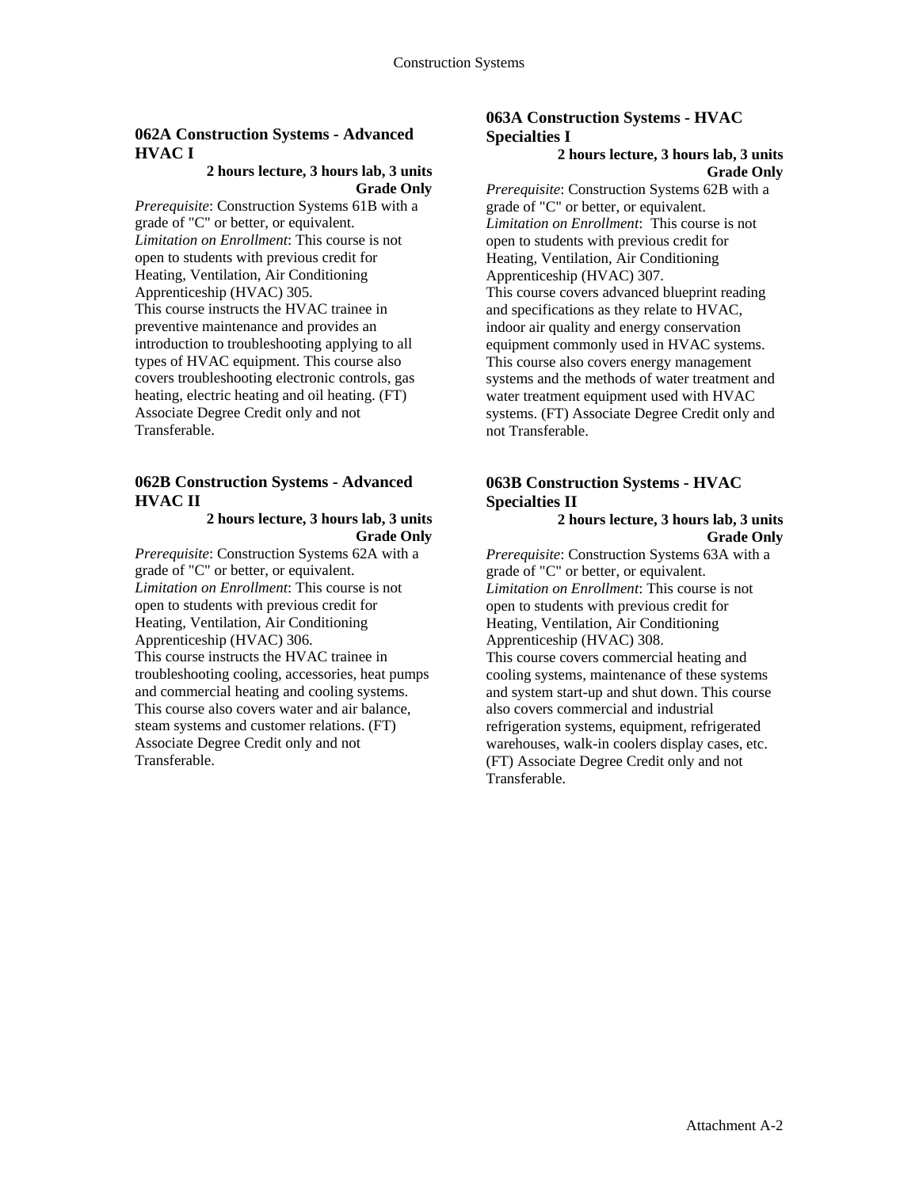### 062A Construction Systems - Advanced HVAC I

**2 hours lecture, 3 hours lab, 3 units**
**Grade Only**

*Prerequisite*: Construction Systems 61B with a grade of "C" or better, or equivalent.
*Limitation on Enrollment*: This course is not open to students with previous credit for Heating, Ventilation, Air Conditioning Apprenticeship (HVAC) 305.
This course instructs the HVAC trainee in preventive maintenance and provides an introduction to troubleshooting applying to all types of HVAC equipment. This course also covers troubleshooting electronic controls, gas heating, electric heating and oil heating. (FT) Associate Degree Credit only and not Transferable.

### 062B Construction Systems - Advanced HVAC II

**2 hours lecture, 3 hours lab, 3 units**
**Grade Only**

*Prerequisite*: Construction Systems 62A with a grade of "C" or better, or equivalent.
*Limitation on Enrollment*: This course is not open to students with previous credit for Heating, Ventilation, Air Conditioning Apprenticeship (HVAC) 306.
This course instructs the HVAC trainee in troubleshooting cooling, accessories, heat pumps and commercial heating and cooling systems. This course also covers water and air balance, steam systems and customer relations. (FT) Associate Degree Credit only and not Transferable.

### 063A Construction Systems - HVAC Specialties I

**2 hours lecture, 3 hours lab, 3 units**
**Grade Only**

*Prerequisite*: Construction Systems 62B with a grade of "C" or better, or equivalent.
*Limitation on Enrollment*: This course is not open to students with previous credit for Heating, Ventilation, Air Conditioning Apprenticeship (HVAC) 307.
This course covers advanced blueprint reading and specifications as they relate to HVAC, indoor air quality and energy conservation equipment commonly used in HVAC systems. This course also covers energy management systems and the methods of water treatment and water treatment equipment used with HVAC systems. (FT) Associate Degree Credit only and not Transferable.

### 063B Construction Systems - HVAC Specialties II

**2 hours lecture, 3 hours lab, 3 units**
**Grade Only**

*Prerequisite*: Construction Systems 63A with a grade of "C" or better, or equivalent.
*Limitation on Enrollment*: This course is not open to students with previous credit for Heating, Ventilation, Air Conditioning Apprenticeship (HVAC) 308.
This course covers commercial heating and cooling systems, maintenance of these systems and system start-up and shut down. This course also covers commercial and industrial refrigeration systems, equipment, refrigerated warehouses, walk-in coolers display cases, etc. (FT) Associate Degree Credit only and not Transferable.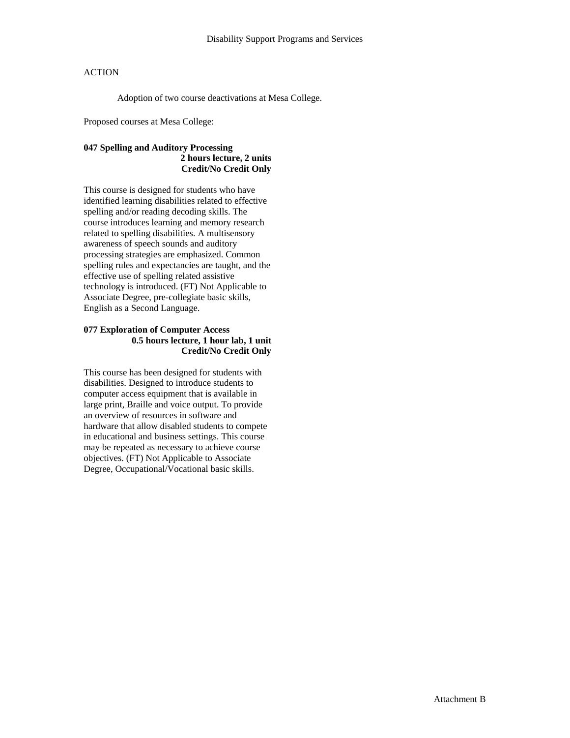Disability Support Programs and Services

ACTION

Adoption of two course deactivations at Mesa College.

Proposed courses at Mesa College:

**047 Spelling and Auditory Processing**
**2 hours lecture, 2 units**
**Credit/No Credit Only**

This course is designed for students who have identified learning disabilities related to effective spelling and/or reading decoding skills. The course introduces learning and memory research related to spelling disabilities. A multisensory awareness of speech sounds and auditory processing strategies are emphasized. Common spelling rules and expectancies are taught, and the effective use of spelling related assistive technology is introduced. (FT) Not Applicable to Associate Degree, pre-collegiate basic skills, English as a Second Language.

**077 Exploration of Computer Access**
**0.5 hours lecture, 1 hour lab, 1 unit**
**Credit/No Credit Only**

This course has been designed for students with disabilities. Designed to introduce students to computer access equipment that is available in large print, Braille and voice output. To provide an overview of resources in software and hardware that allow disabled students to compete in educational and business settings. This course may be repeated as necessary to achieve course objectives. (FT) Not Applicable to Associate Degree, Occupational/Vocational basic skills.

Attachment B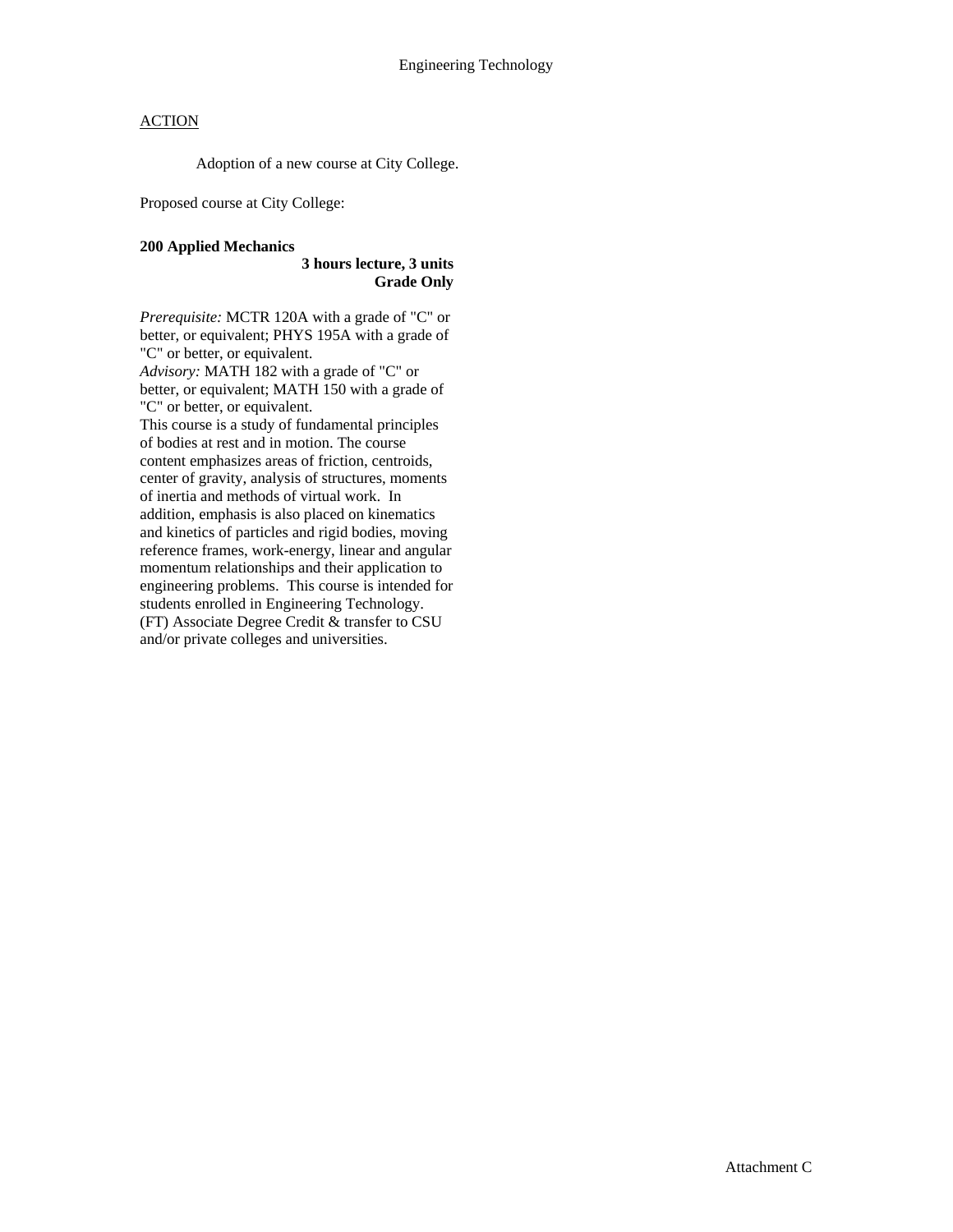## Engineering Technology

ACTION

Adoption of a new course at City College.

Proposed course at City College:

**200 Applied Mechanics**
**3 hours lecture, 3 units**
**Grade Only**

*Prerequisite:* MCTR 120A with a grade of "C" or better, or equivalent; PHYS 195A with a grade of "C" or better, or equivalent.
*Advisory:* MATH 182 with a grade of "C" or better, or equivalent; MATH 150 with a grade of "C" or better, or equivalent.
This course is a study of fundamental principles of bodies at rest and in motion. The course content emphasizes areas of friction, centroids, center of gravity, analysis of structures, moments of inertia and methods of virtual work. In addition, emphasis is also placed on kinematics and kinetics of particles and rigid bodies, moving reference frames, work-energy, linear and angular momentum relationships and their application to engineering problems. This course is intended for students enrolled in Engineering Technology. (FT) Associate Degree Credit & transfer to CSU and/or private colleges and universities.

Attachment C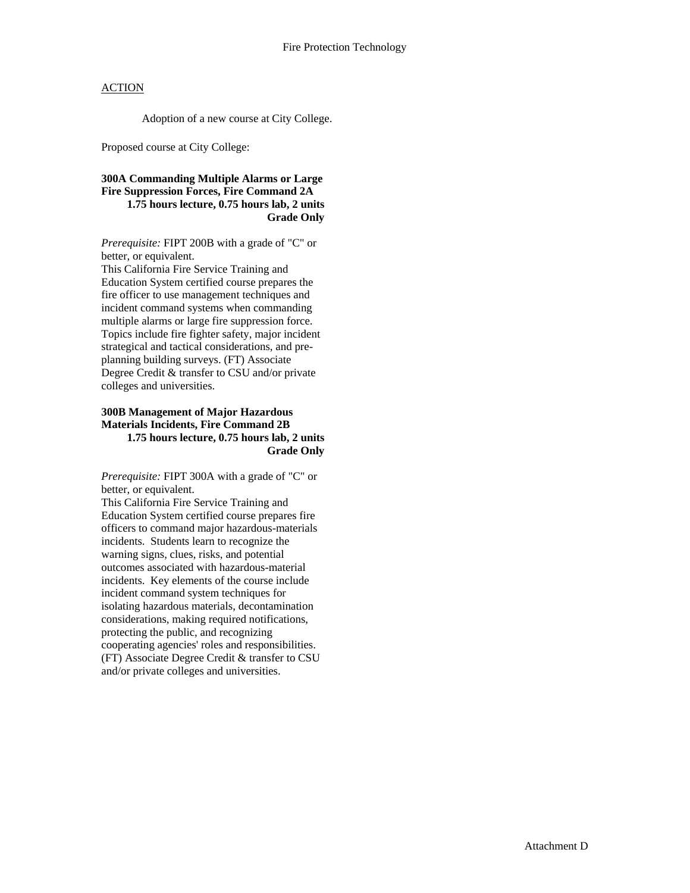Fire Protection Technology

ACTION

Adoption of a new course at City College.

Proposed course at City College:

**300A Commanding Multiple Alarms or Large Fire Suppression Forces, Fire Command 2A**
**1.75 hours lecture, 0.75 hours lab, 2 units**
**Grade Only**

*Prerequisite:* FIPT 200B with a grade of "C" or better, or equivalent.
This California Fire Service Training and Education System certified course prepares the fire officer to use management techniques and incident command systems when commanding multiple alarms or large fire suppression force. Topics include fire fighter safety, major incident strategical and tactical considerations, and pre-planning building surveys. (FT) Associate Degree Credit & transfer to CSU and/or private colleges and universities.

**300B Management of Major Hazardous Materials Incidents, Fire Command 2B**
**1.75 hours lecture, 0.75 hours lab, 2 units**
**Grade Only**

*Prerequisite:* FIPT 300A with a grade of "C" or better, or equivalent.
This California Fire Service Training and Education System certified course prepares fire officers to command major hazardous-materials incidents. Students learn to recognize the warning signs, clues, risks, and potential outcomes associated with hazardous-material incidents. Key elements of the course include incident command system techniques for isolating hazardous materials, decontamination considerations, making required notifications, protecting the public, and recognizing cooperating agencies' roles and responsibilities. (FT) Associate Degree Credit & transfer to CSU and/or private colleges and universities.

Attachment D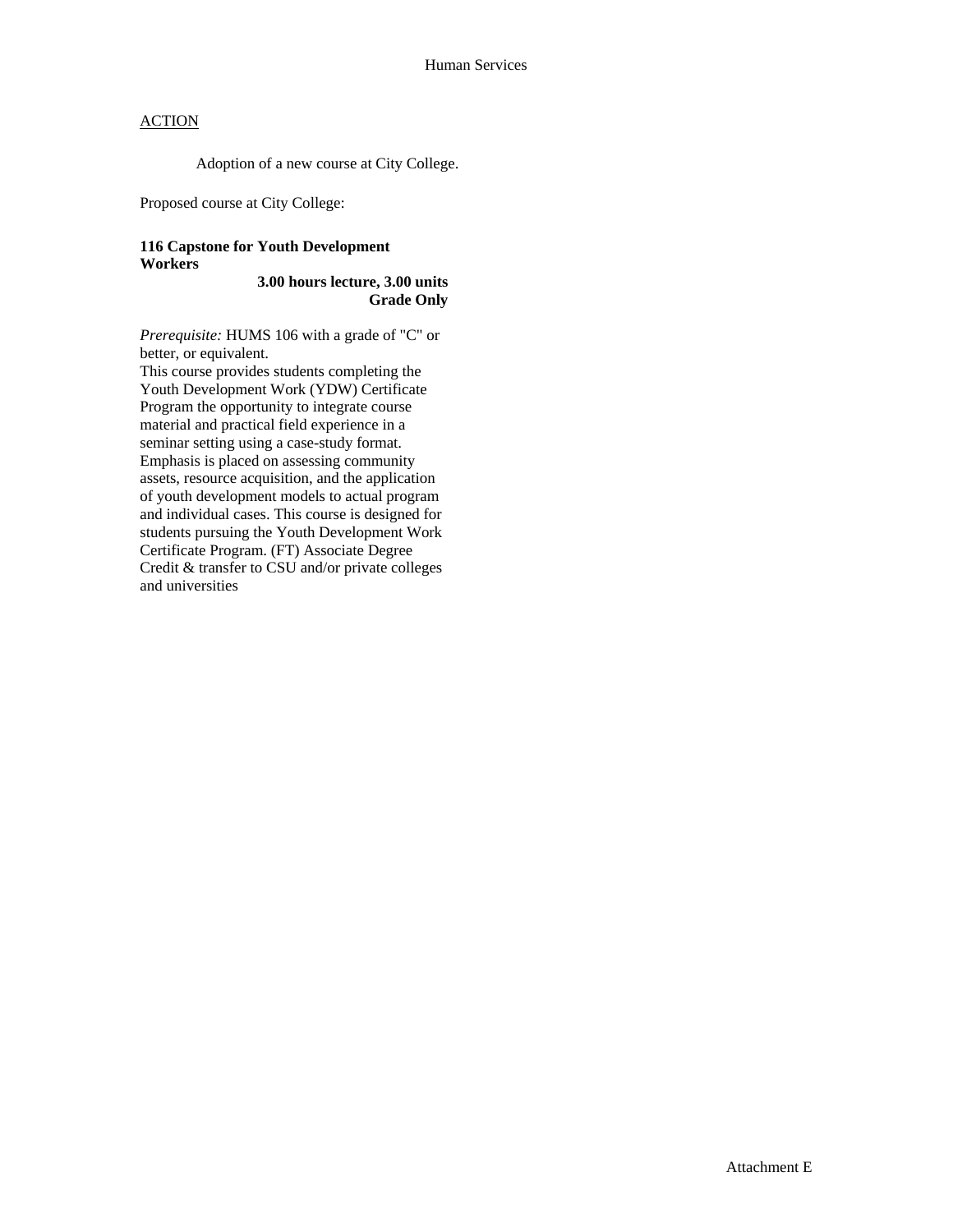Human Services

ACTION

Adoption of a new course at City College.

Proposed course at City College:

**116 Capstone for Youth Development Workers**
**3.00 hours lecture, 3.00 units**
**Grade Only**

*Prerequisite:* HUMS 106 with a grade of "C" or better, or equivalent.
This course provides students completing the Youth Development Work (YDW) Certificate Program the opportunity to integrate course material and practical field experience in a seminar setting using a case-study format. Emphasis is placed on assessing community assets, resource acquisition, and the application of youth development models to actual program and individual cases. This course is designed for students pursuing the Youth Development Work Certificate Program. (FT) Associate Degree Credit & transfer to CSU and/or private colleges and universities

Attachment E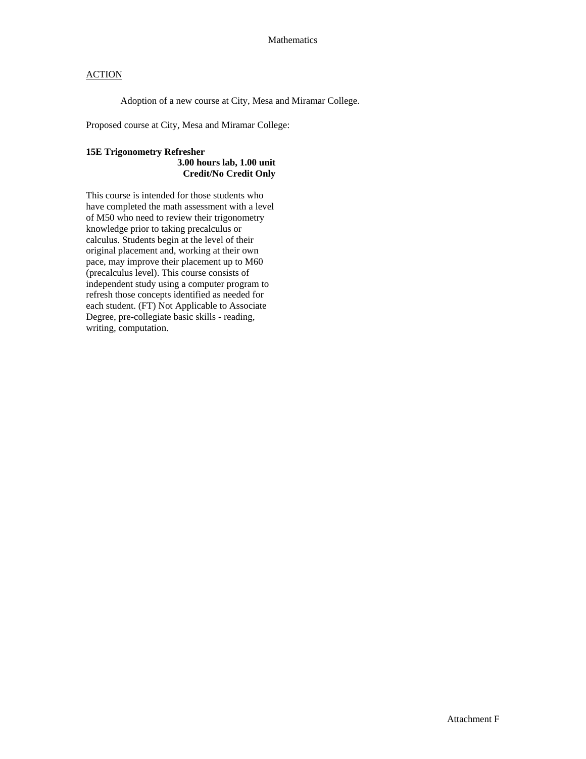Mathematics

ACTION

Adoption of a new course at City, Mesa and Miramar College.

Proposed course at City, Mesa and Miramar College:

**15E Trigonometry Refresher**
**3.00 hours lab, 1.00 unit**
**Credit/No Credit Only**

This course is intended for those students who have completed the math assessment with a level of M50 who need to review their trigonometry knowledge prior to taking precalculus or calculus. Students begin at the level of their original placement and, working at their own pace, may improve their placement up to M60 (precalculus level). This course consists of independent study using a computer program to refresh those concepts identified as needed for each student. (FT) Not Applicable to Associate Degree, pre-collegiate basic skills - reading, writing, computation.

Attachment F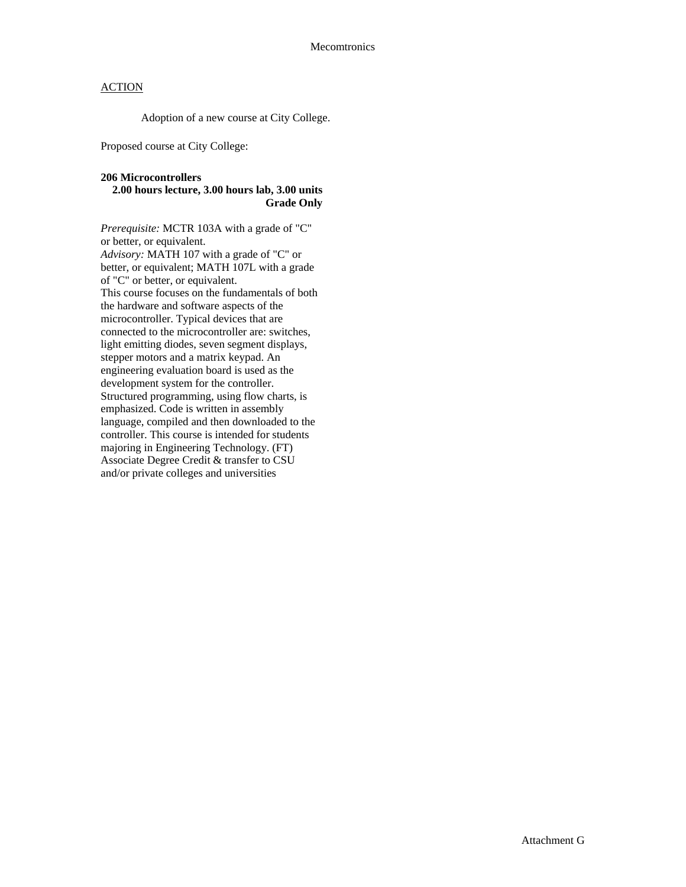Mecomtronics

ACTION

Adoption of a new course at City College.

Proposed course at City College:

**206 Microcontrollers**
**2.00 hours lecture, 3.00 hours lab, 3.00 units**
**Grade Only**

*Prerequisite:* MCTR 103A with a grade of "C" or better, or equivalent.
*Advisory:* MATH 107 with a grade of "C" or better, or equivalent; MATH 107L with a grade of "C" or better, or equivalent.
This course focuses on the fundamentals of both the hardware and software aspects of the microcontroller. Typical devices that are connected to the microcontroller are: switches, light emitting diodes, seven segment displays, stepper motors and a matrix keypad. An engineering evaluation board is used as the development system for the controller. Structured programming, using flow charts, is emphasized. Code is written in assembly language, compiled and then downloaded to the controller. This course is intended for students majoring in Engineering Technology. (FT)
Associate Degree Credit & transfer to CSU and/or private colleges and universities

Attachment G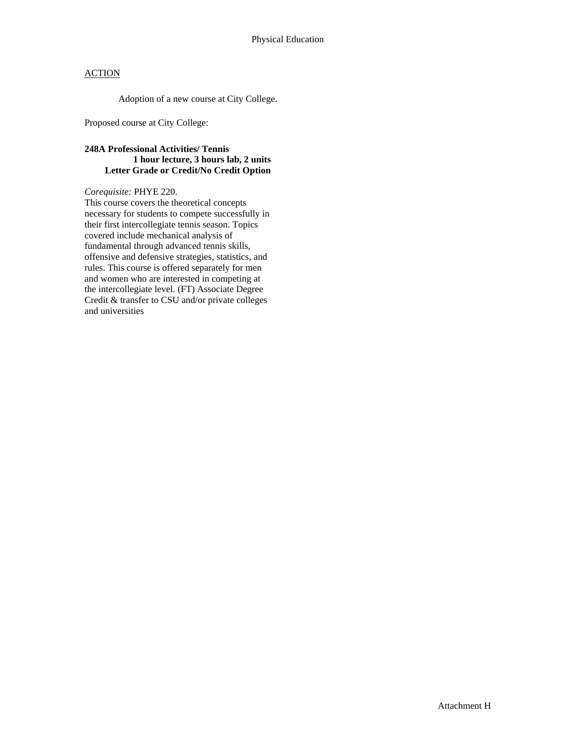Physical Education

## ACTION

Adoption of a new course at City College.

Proposed course at City College:

**248A Professional Activities/ Tennis**
**1 hour lecture, 3 hours lab, 2 units**
**Letter Grade or Credit/No Credit Option**

*Corequisite:* PHYE 220.
This course covers the theoretical concepts necessary for students to compete successfully in their first intercollegiate tennis season. Topics covered include mechanical analysis of fundamental through advanced tennis skills, offensive and defensive strategies, statistics, and rules. This course is offered separately for men and women who are interested in competing at the intercollegiate level. (FT) Associate Degree Credit & transfer to CSU and/or private colleges and universities

Attachment H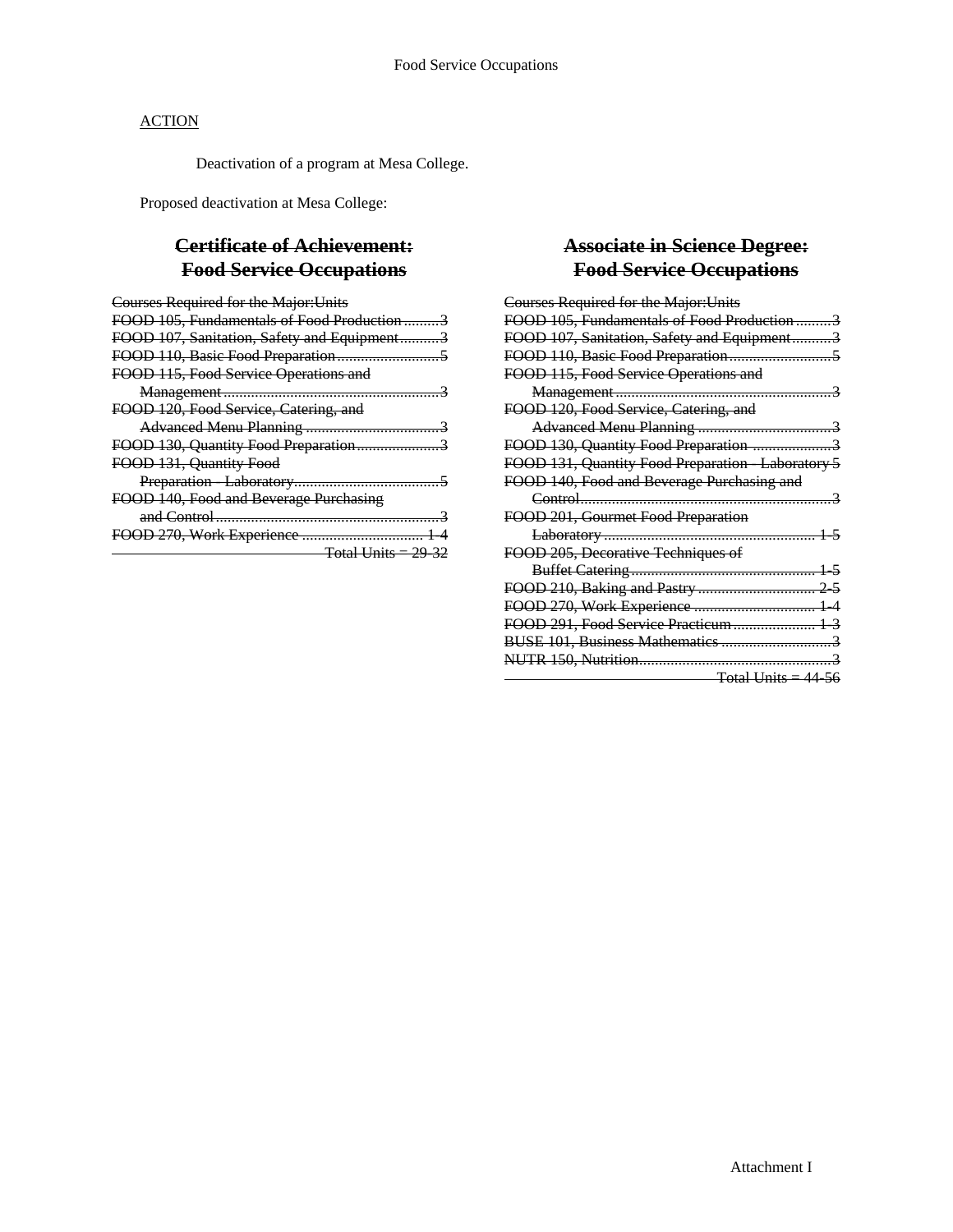## ACTION

Deactivation of a program at Mesa College.

Proposed deactivation at Mesa College:

## ~~Certificate of Achievement: Food Service Occupations~~

| ~~Courses Required for the Major:~~ | ~~Units~~ |
|---|---|
| ~~FOOD 105, Fundamentals of Food Production~~ | ~~3~~ |
| ~~FOOD 107, Sanitation, Safety and Equipment~~ | ~~3~~ |
| ~~FOOD 110, Basic Food Preparation~~ | ~~5~~ |
| ~~FOOD 115, Food Service Operations and Management~~ | ~~3~~ |
| ~~FOOD 120, Food Service, Catering, and Advanced Menu Planning~~ | ~~3~~ |
| ~~FOOD 130, Quantity Food Preparation~~ | ~~3~~ |
| ~~FOOD 131, Quantity Food Preparation - Laboratory~~ | ~~5~~ |
| ~~FOOD 140, Food and Beverage Purchasing and Control~~ | ~~3~~ |
| ~~FOOD 270, Work Experience~~ | ~~1-4~~ |
| | ~~Total Units = 29-32~~ |

## ~~Associate in Science Degree: Food Service Occupations~~

| ~~Courses Required for the Major:~~ | ~~Units~~ |
|---|---|
| ~~FOOD 105, Fundamentals of Food Production~~ | ~~3~~ |
| ~~FOOD 107, Sanitation, Safety and Equipment~~ | ~~3~~ |
| ~~FOOD 110, Basic Food Preparation~~ | ~~5~~ |
| ~~FOOD 115, Food Service Operations and Management~~ | ~~3~~ |
| ~~FOOD 120, Food Service, Catering, and Advanced Menu Planning~~ | ~~3~~ |
| ~~FOOD 130, Quantity Food Preparation~~ | ~~3~~ |
| ~~FOOD 131, Quantity Food Preparation - Laboratory~~ | ~~5~~ |
| ~~FOOD 140, Food and Beverage Purchasing and Control~~ | ~~3~~ |
| ~~FOOD 201, Gourmet Food Preparation Laboratory~~ | ~~1-5~~ |
| ~~FOOD 205, Decorative Techniques of Buffet Catering~~ | ~~1-5~~ |
| ~~FOOD 210, Baking and Pastry~~ | ~~2-5~~ |
| ~~FOOD 270, Work Experience~~ | ~~1-4~~ |
| ~~FOOD 291, Food Service Practicum~~ | ~~1-3~~ |
| ~~BUSE 101, Business Mathematics~~ | ~~3~~ |
| ~~NUTR 150, Nutrition~~ | ~~3~~ |
| | ~~Total Units = 44-56~~ |

Attachment I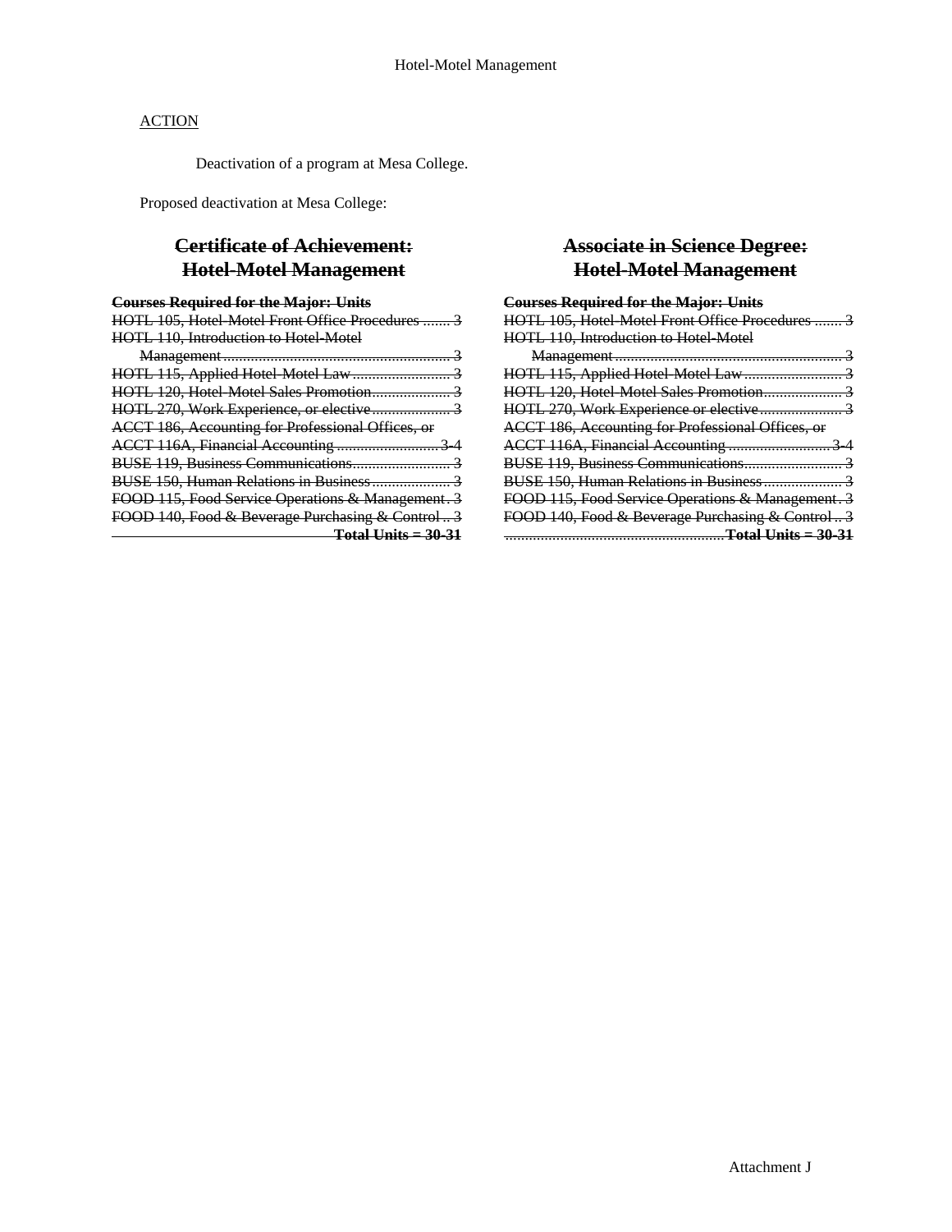ACTION

Deactivation of a program at Mesa College.

Proposed deactivation at Mesa College:

## ~~Certificate of Achievement: Hotel-Motel Management~~

| ~~Courses Required for the Major:~~ | ~~Units~~ |
|---|---|
| ~~HOTL 105, Hotel-Motel Front Office Procedures~~ | ~~3~~ |
| ~~HOTL 110, Introduction to Hotel-Motel Management~~ | ~~3~~ |
| ~~HOTL 115, Applied Hotel-Motel Law~~ | ~~3~~ |
| ~~HOTL 120, Hotel-Motel Sales Promotion~~ | ~~3~~ |
| ~~HOTL 270, Work Experience, or elective~~ | ~~3~~ |
| ~~ACCT 186, Accounting for Professional Offices, or ACCT 116A, Financial Accounting~~ | ~~3-4~~ |
| ~~BUSE 119, Business Communications~~ | ~~3~~ |
| ~~BUSE 150, Human Relations in Business~~ | ~~3~~ |
| ~~FOOD 115, Food Service Operations & Management~~ | ~~3~~ |
| ~~FOOD 140, Food & Beverage Purchasing & Control~~ | ~~3~~ |
| ~~**Total Units =**~~ | ~~**30-31**~~ |

## ~~Associate in Science Degree: Hotel-Motel Management~~

| ~~Courses Required for the Major:~~ | ~~Units~~ |
|---|---|
| ~~HOTL 105, Hotel-Motel Front Office Procedures~~ | ~~3~~ |
| ~~HOTL 110, Introduction to Hotel-Motel Management~~ | ~~3~~ |
| ~~HOTL 115, Applied Hotel-Motel Law~~ | ~~3~~ |
| ~~HOTL 120, Hotel-Motel Sales Promotion~~ | ~~3~~ |
| ~~HOTL 270, Work Experience or elective~~ | ~~3~~ |
| ~~ACCT 186, Accounting for Professional Offices, or ACCT 116A, Financial Accounting~~ | ~~3-4~~ |
| ~~BUSE 119, Business Communications~~ | ~~3~~ |
| ~~BUSE 150, Human Relations in Business~~ | ~~3~~ |
| ~~FOOD 115, Food Service Operations & Management~~ | ~~3~~ |
| ~~FOOD 140, Food & Beverage Purchasing & Control~~ | ~~3~~ |
| ~~**Total Units =**~~ | ~~**30-31**~~ |

Attachment J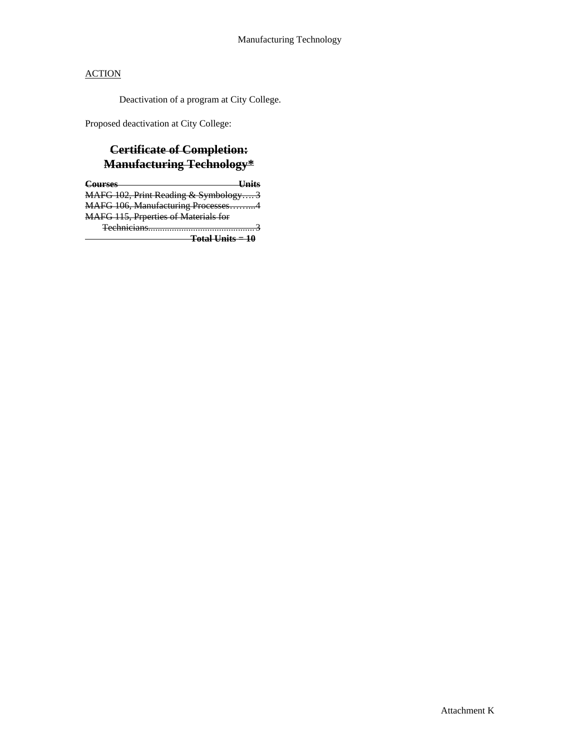ACTION

Deactivation of a program at City College.

Proposed deactivation at City College:

## ~~Certificate of Completion: Manufacturing Technology*~~

| ~~Courses~~ | ~~Units~~ |
| --- | --- |
| ~~MAFG 102, Print Reading & Symbology~~ | ~~3~~ |
| ~~MAFG 106, Manufacturing Processes~~ | ~~4~~ |
| ~~MAFG 115, Prperties of Materials for Technicians~~ | ~~3~~ |
| | ~~Total Units = 10~~ |

Attachment K